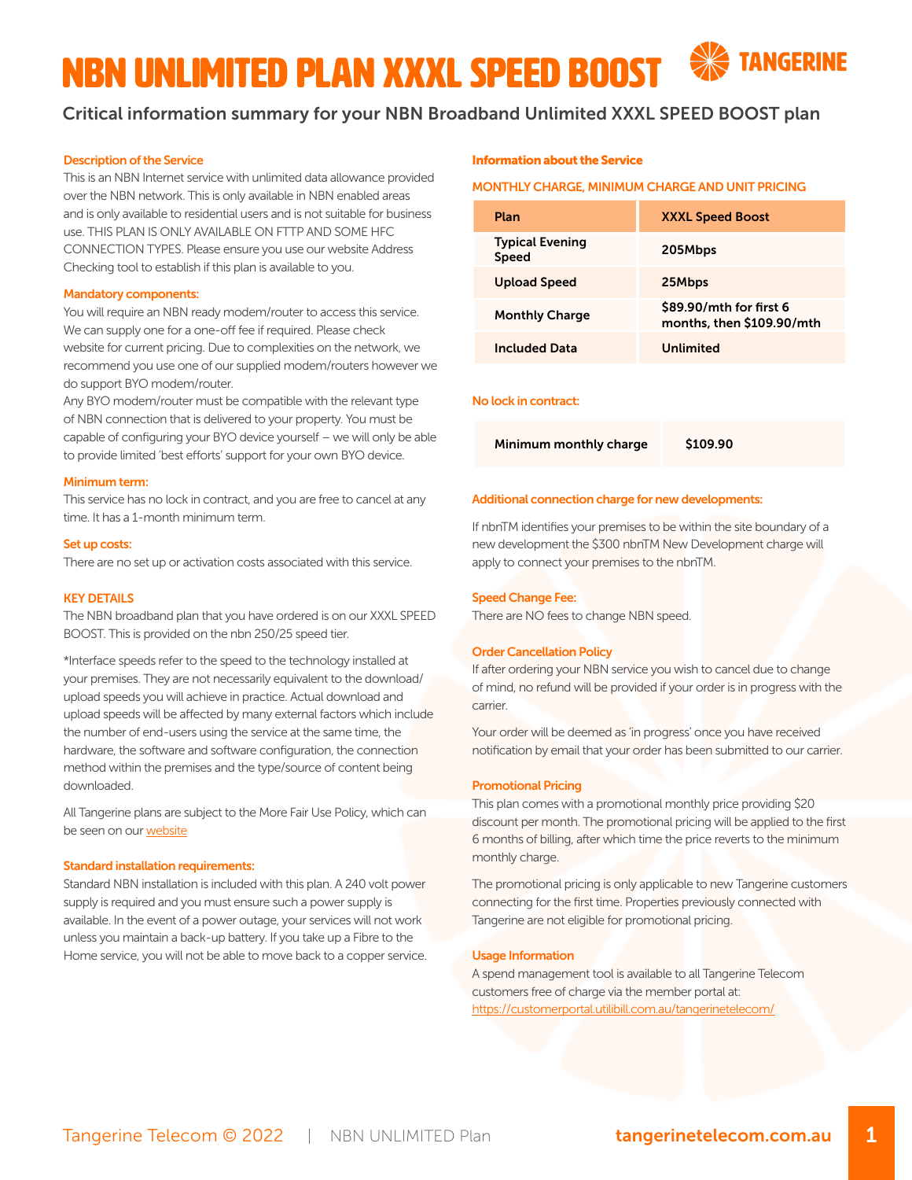# NBN UNLIMITED PLAN XXXL SPEED BOOST

TANGERINE

## Critical information summary for your NBN Broadband Unlimited XXXL SPEED BOOST plan

### Description of the Service

This is an NBN Internet service with unlimited data allowance provided over the NBN network. This is only available in NBN enabled areas and is only available to residential users and is not suitable for business use. THIS PLAN IS ONLY AVAILABLE ON FTTP AND SOME HFC CONNECTION TYPES. Please ensure you use our website Address Checking tool to establish if this plan is available to you.

### Mandatory components:

You will require an NBN ready modem/router to access this service. We can supply one for a one-off fee if required. Please check website for current pricing. Due to complexities on the network, we recommend you use one of our supplied modem/routers however we do support BYO modem/router.

Any BYO modem/router must be compatible with the relevant type of NBN connection that is delivered to your property. You must be capable of configuring your BYO device yourself – we will only be able to provide limited 'best efforts' support for your own BYO device.

### Minimum term:

This service has no lock in contract, and you are free to cancel at any time. It has a 1-month minimum term.

### Set up costs:

There are no set up or activation costs associated with this service.

### KEY DETAILS

The NBN broadband plan that you have ordered is on our XXXL SPEED BOOST. This is provided on the nbn 250/25 speed tier.

*Interface speeds refer to the speed to the technology installed at your premises. They are not necessarily equivalent to the download/upload speeds you will achieve in practice. Actual download and upload speeds will be affected by many external factors which include the number of end-users using the service at the same time, the hardware, the software and software configuration, the connection method within the premises and the type/source of content being downloaded.

All Tangerine plans are subject to the More Fair Use Policy, which can be seen on our website

### Standard installation requirements:

Standard NBN installation is included with this plan. A 240 volt power supply is required and you must ensure such a power supply is available. In the event of a power outage, your services will not work unless you maintain a back-up battery. If you take up a Fibre to the Home service, you will not be able to move back to a copper service.

### Information about the Service

#### MONTHLY CHARGE, MINIMUM CHARGE AND UNIT PRICING

| Plan | XXXL Speed Boost |
|---|---|
| Typical Evening Speed | 205Mbps |
| Upload Speed | 25Mbps |
| Monthly Charge | $89.90/mth for first 6 months, then $109.90/mth |
| Included Data | Unlimited |

### No lock in contract:

| Minimum monthly charge | $109.90 |
|---|---|

### Additional connection charge for new developments:

If nbnTM identifies your premises to be within the site boundary of a new development the $300 nbnTM New Development charge will apply to connect your premises to the nbnTM.

### Speed Change Fee:

There are NO fees to change NBN speed.

### Order Cancellation Policy

If after ordering your NBN service you wish to cancel due to change of mind, no refund will be provided if your order is in progress with the carrier.

Your order will be deemed as 'in progress' once you have received notification by email that your order has been submitted to our carrier.

### Promotional Pricing

This plan comes with a promotional monthly price providing $20 discount per month. The promotional pricing will be applied to the first 6 months of billing, after which time the price reverts to the minimum monthly charge.

The promotional pricing is only applicable to new Tangerine customers connecting for the first time. Properties previously connected with Tangerine are not eligible for promotional pricing.

### Usage Information

A spend management tool is available to all Tangerine Telecom customers free of charge via the member portal at: https://customerportal.utilibill.com.au/tangerinetelecom/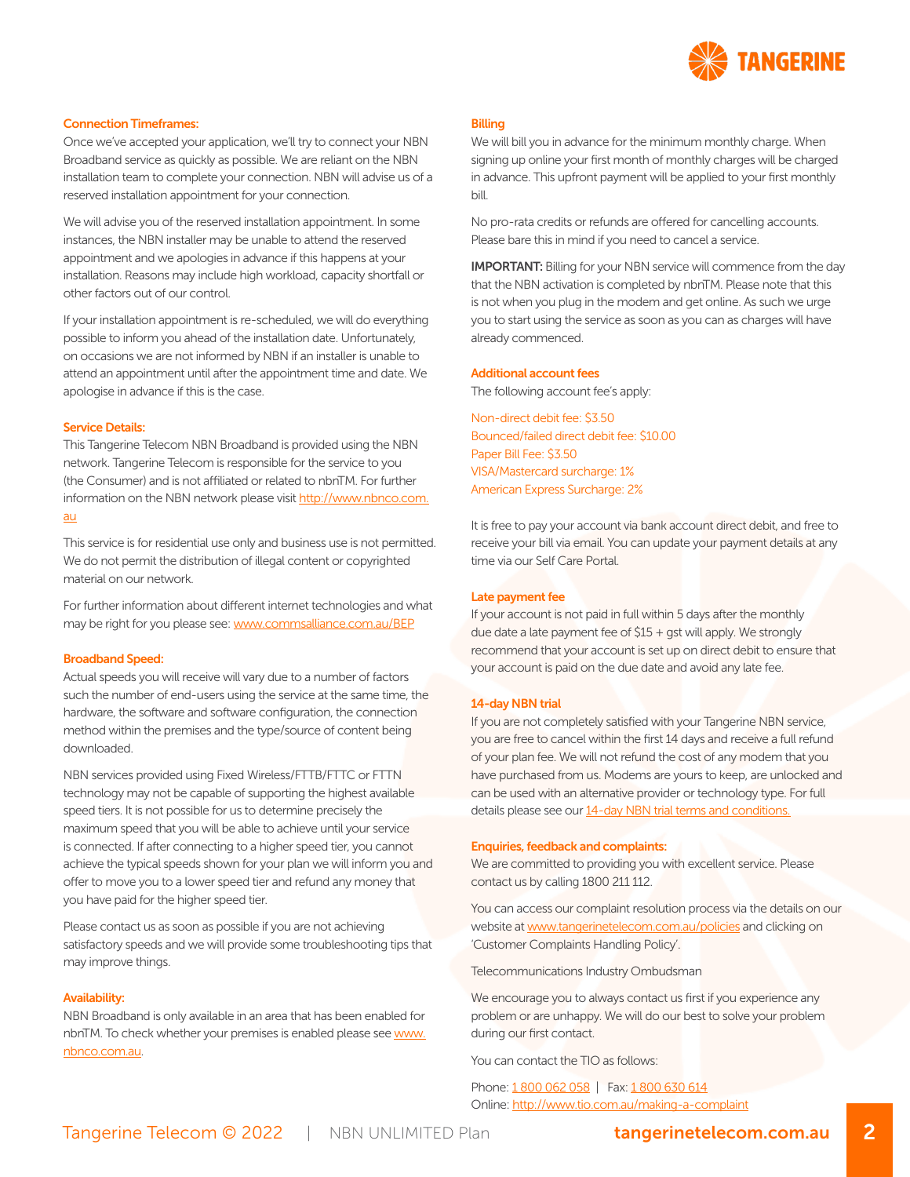## Connection Timeframes:

Once we've accepted your application, we'll try to connect your NBN Broadband service as quickly as possible. We are reliant on the NBN installation team to complete your connection. NBN will advise us of a reserved installation appointment for your connection.

We will advise you of the reserved installation appointment. In some instances, the NBN installer may be unable to attend the reserved appointment and we apologies in advance if this happens at your installation. Reasons may include high workload, capacity shortfall or other factors out of our control.

If your installation appointment is re-scheduled, we will do everything possible to inform you ahead of the installation date. Unfortunately, on occasions we are not informed by NBN if an installer is unable to attend an appointment until after the appointment time and date. We apologise in advance if this is the case.

## Service Details:

This Tangerine Telecom NBN Broadband is provided using the NBN network. Tangerine Telecom is responsible for the service to you (the Consumer) and is not affiliated or related to nbnTM. For further information on the NBN network please visit http://www.nbnco.com.au

This service is for residential use only and business use is not permitted. We do not permit the distribution of illegal content or copyrighted material on our network.

For further information about different internet technologies and what may be right for you please see: www.commsalliance.com.au/BEP

## Broadband Speed:

Actual speeds you will receive will vary due to a number of factors such the number of end-users using the service at the same time, the hardware, the software and software configuration, the connection method within the premises and the type/source of content being downloaded.

NBN services provided using Fixed Wireless/FTTB/FTTC or FTTN technology may not be capable of supporting the highest available speed tiers. It is not possible for us to determine precisely the maximum speed that you will be able to achieve until your service is connected. If after connecting to a higher speed tier, you cannot achieve the typical speeds shown for your plan we will inform you and offer to move you to a lower speed tier and refund any money that you have paid for the higher speed tier.

Please contact us as soon as possible if you are not achieving satisfactory speeds and we will provide some troubleshooting tips that may improve things.

## Availability:

NBN Broadband is only available in an area that has been enabled for nbnTM. To check whether your premises is enabled please see www.nbnco.com.au.

## Billing

We will bill you in advance for the minimum monthly charge. When signing up online your first month of monthly charges will be charged in advance. This upfront payment will be applied to your first monthly bill.

No pro-rata credits or refunds are offered for cancelling accounts. Please bare this in mind if you need to cancel a service.

**IMPORTANT:** Billing for your NBN service will commence from the day that the NBN activation is completed by nbnTM. Please note that this is not when you plug in the modem and get online. As such we urge you to start using the service as soon as you can as charges will have already commenced.

## Additional account fees

The following account fee's apply:

Non-direct debit fee: $3.50
Bounced/failed direct debit fee: $10.00
Paper Bill Fee: $3.50
VISA/Mastercard surcharge: 1%
American Express Surcharge: 2%

It is free to pay your account via bank account direct debit, and free to receive your bill via email. You can update your payment details at any time via our Self Care Portal.

## Late payment fee

If your account is not paid in full within 5 days after the monthly due date a late payment fee of $15 + gst will apply. We strongly recommend that your account is set up on direct debit to ensure that your account is paid on the due date and avoid any late fee.

## 14-day NBN trial

If you are not completely satisfied with your Tangerine NBN service, you are free to cancel within the first 14 days and receive a full refund of your plan fee. We will not refund the cost of any modem that you have purchased from us. Modems are yours to keep, are unlocked and can be used with an alternative provider or technology type. For full details please see our 14-day NBN trial terms and conditions.

## Enquiries, feedback and complaints:

We are committed to providing you with excellent service. Please contact us by calling 1800 211 112.

You can access our complaint resolution process via the details on our website at www.tangerinetelecom.com.au/policies and clicking on 'Customer Complaints Handling Policy'.

Telecommunications Industry Ombudsman

We encourage you to always contact us first if you experience any problem or are unhappy. We will do our best to solve your problem during our first contact.

You can contact the TIO as follows:

Phone: 1 800 062 058 | Fax: 1 800 630 614
Online: http://www.tio.com.au/making-a-complaint